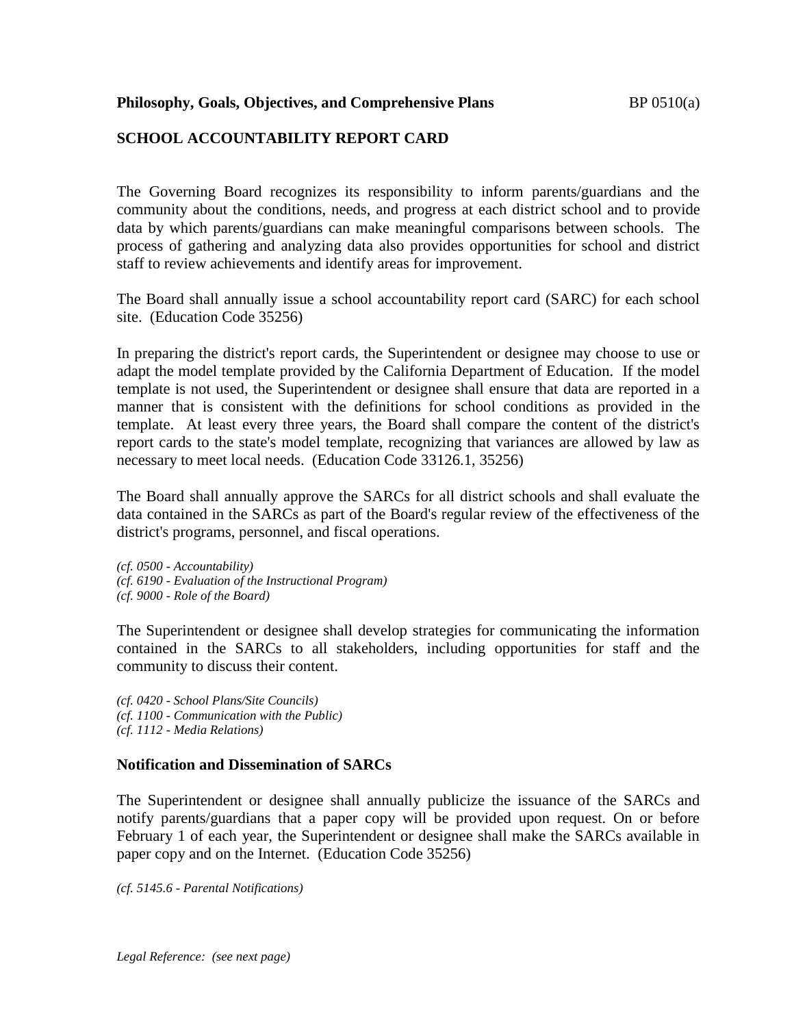**Philosophy, Goals, Objectives, and Comprehensive Plans** BP 0510(a)

## SCHOOL ACCOUNTABILITY REPORT CARD

The Governing Board recognizes its responsibility to inform parents/guardians and the community about the conditions, needs, and progress at each district school and to provide data by which parents/guardians can make meaningful comparisons between schools. The process of gathering and analyzing data also provides opportunities for school and district staff to review achievements and identify areas for improvement.

The Board shall annually issue a school accountability report card (SARC) for each school site. (Education Code 35256)

In preparing the district's report cards, the Superintendent or designee may choose to use or adapt the model template provided by the California Department of Education. If the model template is not used, the Superintendent or designee shall ensure that data are reported in a manner that is consistent with the definitions for school conditions as provided in the template. At least every three years, the Board shall compare the content of the district's report cards to the state's model template, recognizing that variances are allowed by law as necessary to meet local needs. (Education Code 33126.1, 35256)

The Board shall annually approve the SARCs for all district schools and shall evaluate the data contained in the SARCs as part of the Board's regular review of the effectiveness of the district's programs, personnel, and fiscal operations.

*(cf. 0500 - Accountability)*
*(cf. 6190 - Evaluation of the Instructional Program)*
*(cf. 9000 - Role of the Board)*

The Superintendent or designee shall develop strategies for communicating the information contained in the SARCs to all stakeholders, including opportunities for staff and the community to discuss their content.

*(cf. 0420 - School Plans/Site Councils)*
*(cf. 1100 - Communication with the Public)*
*(cf. 1112 - Media Relations)*

### Notification and Dissemination of SARCs

The Superintendent or designee shall annually publicize the issuance of the SARCs and notify parents/guardians that a paper copy will be provided upon request. On or before February 1 of each year, the Superintendent or designee shall make the SARCs available in paper copy and on the Internet. (Education Code 35256)

*(cf. 5145.6 - Parental Notifications)*

*Legal Reference: (see next page)*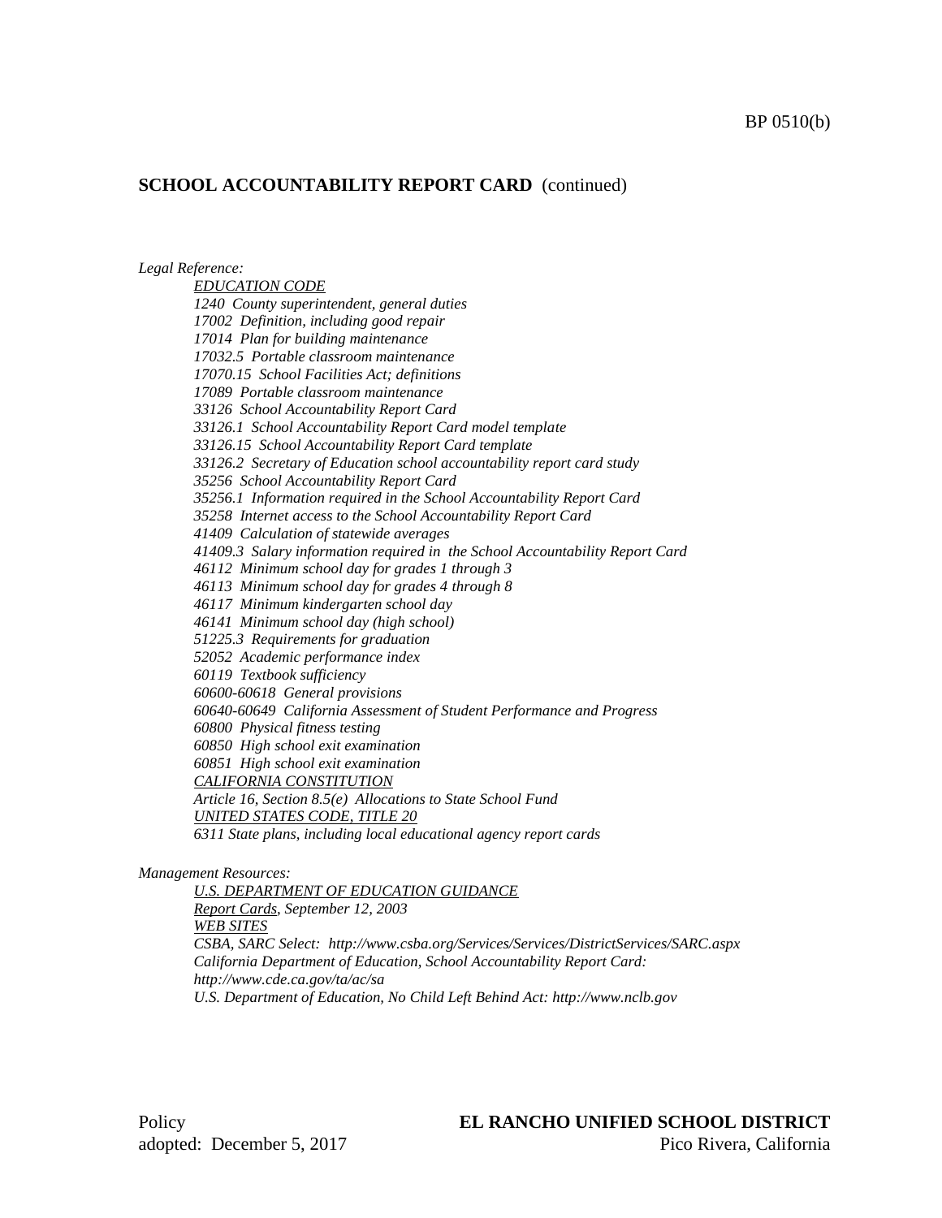## SCHOOL ACCOUNTABILITY REPORT CARD (continued)

*Legal Reference:*

*EDUCATION CODE*
*1240 County superintendent, general duties*
*17002 Definition, including good repair*
*17014 Plan for building maintenance*
*17032.5 Portable classroom maintenance*
*17070.15 School Facilities Act; definitions*
*17089 Portable classroom maintenance*
*33126 School Accountability Report Card*
*33126.1 School Accountability Report Card model template*
*33126.15 School Accountability Report Card template*
*33126.2 Secretary of Education school accountability report card study*
*35256 School Accountability Report Card*
*35256.1 Information required in the School Accountability Report Card*
*35258 Internet access to the School Accountability Report Card*
*41409 Calculation of statewide averages*
*41409.3 Salary information required in the School Accountability Report Card*
*46112 Minimum school day for grades 1 through 3*
*46113 Minimum school day for grades 4 through 8*
*46117 Minimum kindergarten school day*
*46141 Minimum school day (high school)*
*51225.3 Requirements for graduation*
*52052 Academic performance index*
*60119 Textbook sufficiency*
*60600-60618 General provisions*
*60640-60649 California Assessment of Student Performance and Progress*
*60800 Physical fitness testing*
*60850 High school exit examination*
*60851 High school exit examination*
*CALIFORNIA CONSTITUTION*
*Article 16, Section 8.5(e) Allocations to State School Fund*
*UNITED STATES CODE, TITLE 20*
*6311 State plans, including local educational agency report cards*

*Management Resources:*

*U.S. DEPARTMENT OF EDUCATION GUIDANCE*
*Report Cards, September 12, 2003*
*WEB SITES*
*CSBA, SARC Select: http://www.csba.org/Services/Services/DistrictServices/SARC.aspx*
*California Department of Education, School Accountability Report Card: http://www.cde.ca.gov/ta/ac/sa*
*U.S. Department of Education, No Child Left Behind Act: http://www.nclb.gov*

Policy
adopted: December 5, 2017

**EL RANCHO UNIFIED SCHOOL DISTRICT**
Pico Rivera, California